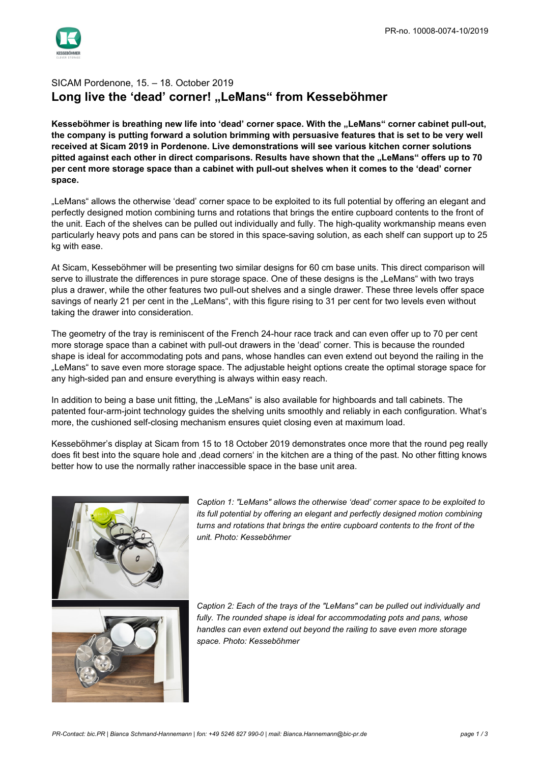PR-no. 10008-0074-10/2019

SICAM Pordenone, 15. – 18. October 2019

# Long live the 'dead' corner! „LeMans“ from Kesseböhmer

**Kesseböhmer is breathing new life into 'dead' corner space. With the „LeMans“ corner cabinet pull-out, the company is putting forward a solution brimming with persuasive features that is set to be very well received at Sicam 2019 in Pordenone. Live demonstrations will see various kitchen corner solutions pitted against each other in direct comparisons. Results have shown that the „LeMans“ offers up to 70 per cent more storage space than a cabinet with pull-out shelves when it comes to the 'dead' corner space.**

„LeMans“ allows the otherwise 'dead' corner space to be exploited to its full potential by offering an elegant and perfectly designed motion combining turns and rotations that brings the entire cupboard contents to the front of the unit. Each of the shelves can be pulled out individually and fully. The high-quality workmanship means even particularly heavy pots and pans can be stored in this space-saving solution, as each shelf can support up to 25 kg with ease.

At Sicam, Kesseböhmer will be presenting two similar designs for 60 cm base units. This direct comparison will serve to illustrate the differences in pure storage space. One of these designs is the „LeMans“ with two trays plus a drawer, while the other features two pull-out shelves and a single drawer. These three levels offer space savings of nearly 21 per cent in the „LeMans“, with this figure rising to 31 per cent for two levels even without taking the drawer into consideration.

The geometry of the tray is reminiscent of the French 24-hour race track and can even offer up to 70 per cent more storage space than a cabinet with pull-out drawers in the 'dead' corner. This is because the rounded shape is ideal for accommodating pots and pans, whose handles can even extend out beyond the railing in the „LeMans“ to save even more storage space. The adjustable height options create the optimal storage space for any high-sided pan and ensure everything is always within easy reach.

In addition to being a base unit fitting, the „LeMans“ is also available for highboards and tall cabinets. The patented four-arm-joint technology guides the shelving units smoothly and reliably in each configuration. What's more, the cushioned self-closing mechanism ensures quiet closing even at maximum load.

Kesseböhmer's display at Sicam from 15 to 18 October 2019 demonstrates once more that the round peg really does fit best into the square hole and ‚dead corners' in the kitchen are a thing of the past. No other fitting knows better how to use the normally rather inaccessible space in the base unit area.

*Caption 1: "LeMans" allows the otherwise 'dead' corner space to be exploited to its full potential by offering an elegant and perfectly designed motion combining turns and rotations that brings the entire cupboard contents to the front of the unit. Photo: Kesseböhmer*

*Caption 2: Each of the trays of the "LeMans" can be pulled out individually and fully. The rounded shape is ideal for accommodating pots and pans, whose handles can even extend out beyond the railing to save even more storage space. Photo: Kesseböhmer*

*PR-Contact: bic.PR | Bianca Schmand-Hannemann | fon: +49 5246 827 990-0 | mail: Bianca.Hannemann@bic-pr.de*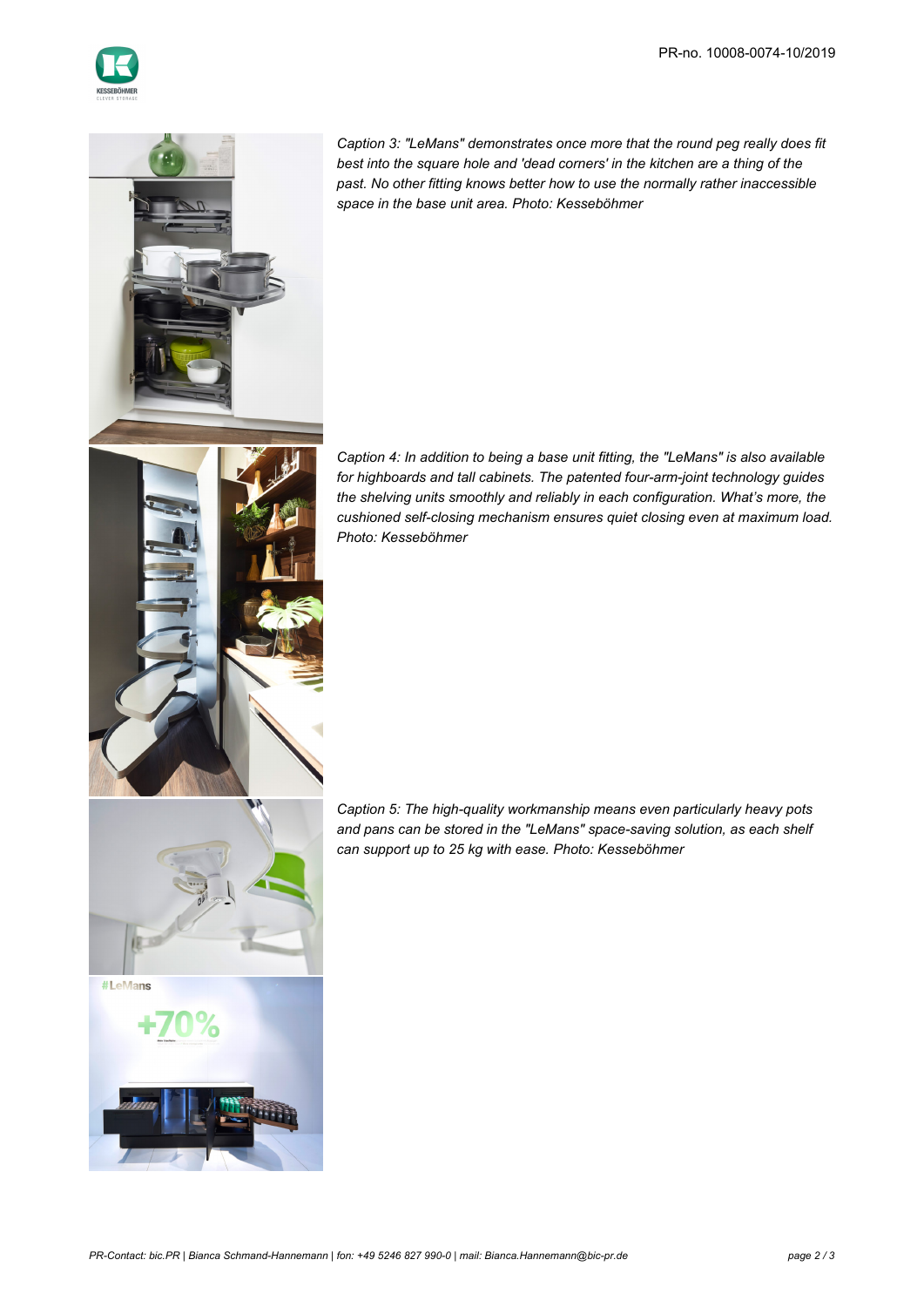*Caption 3: "LeMans" demonstrates once more that the round peg really does fit best into the square hole and 'dead corners' in the kitchen are a thing of the past. No other fitting knows better how to use the normally rather inaccessible space in the base unit area. Photo: Kesseböhmer*

*Caption 4: In addition to being a base unit fitting, the "LeMans" is also available for highboards and tall cabinets. The patented four-arm-joint technology guides the shelving units smoothly and reliably in each configuration. What's more, the cushioned self-closing mechanism ensures quiet closing even at maximum load. Photo: Kesseböhmer*

*Caption 5: The high-quality workmanship means even particularly heavy pots and pans can be stored in the "LeMans" space-saving solution, as each shelf can support up to 25 kg with ease. Photo: Kesseböhmer*

*PR-Contact: bic.PR | Bianca Schmand-Hannemann | fon: +49 5246 827 990-0 | mail: Bianca.Hannemann@bic-pr.de*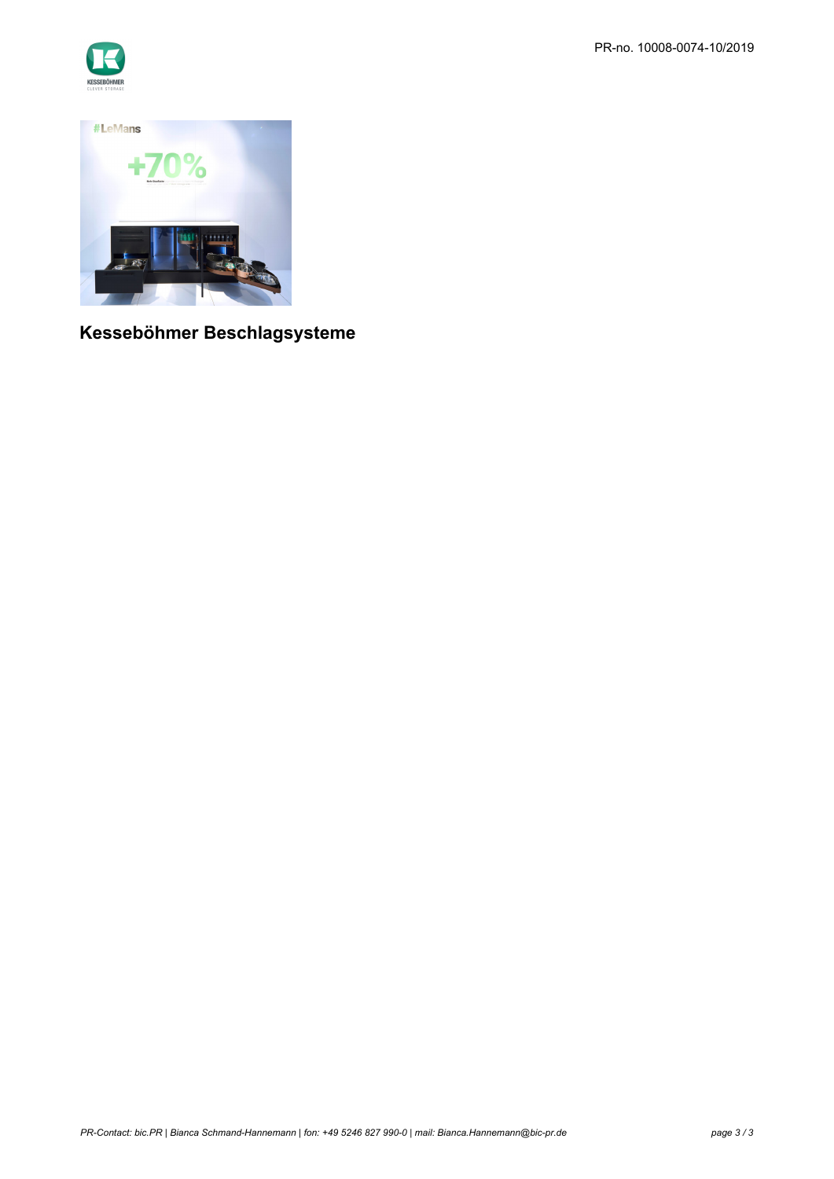**Kesseböhmer Beschlagsysteme**